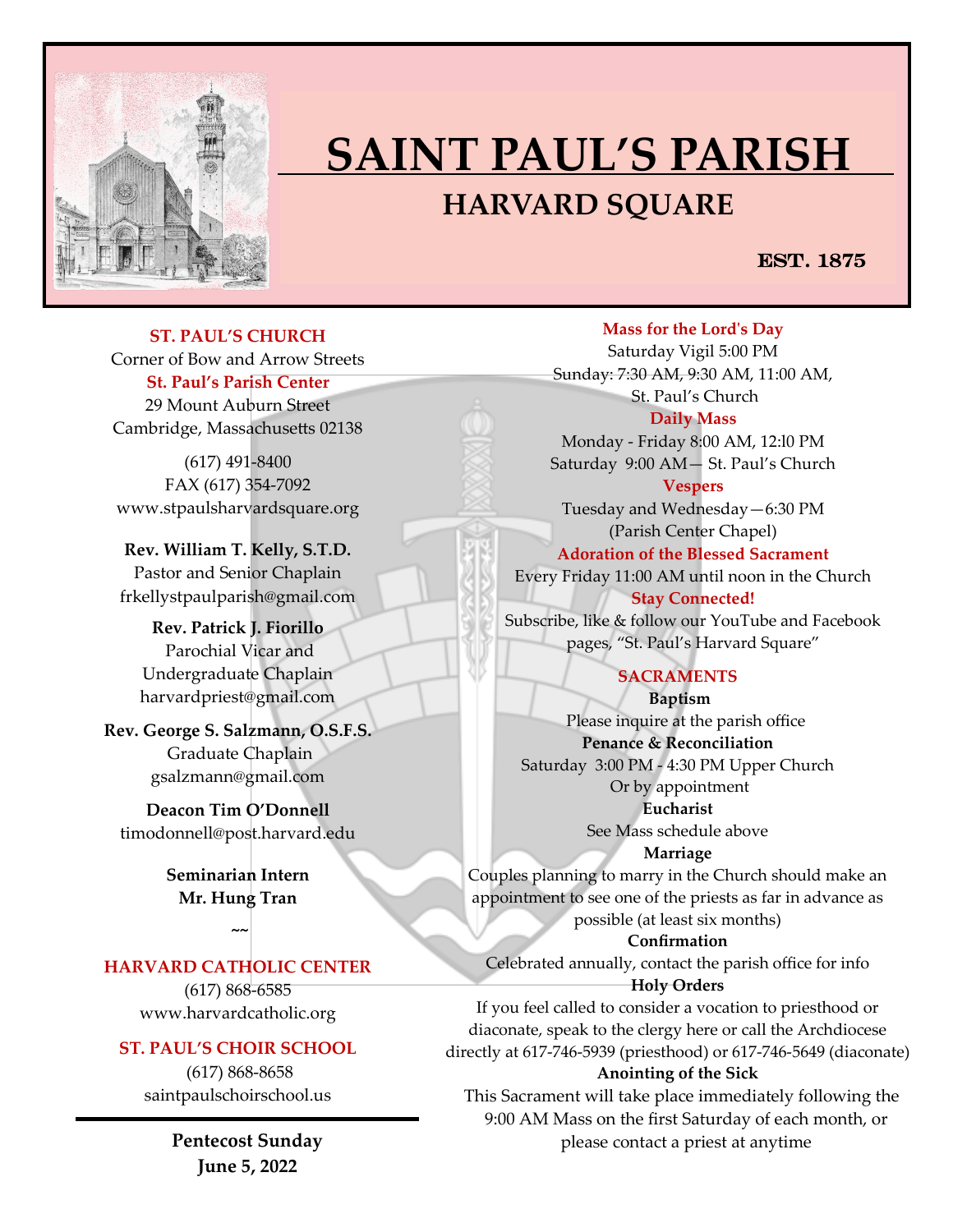# SAINT PAUL'S PARISH

## HARVARD SQUARE

EST. 1875

**ST. PAUL'S CHURCH**
Corner of Bow and Arrow Streets

**St. Paul's Parish Center**
29 Mount Auburn Street
Cambridge, Massachusetts 02138

(617) 491-8400
FAX (617) 354-7092
www.stpaulsharvardsquare.org

**Rev. William T. Kelly, S.T.D.**
Pastor and Senior Chaplain
frkellystpaulparish@gmail.com

**Rev. Patrick J. Fiorillo**
Parochial Vicar and
Undergraduate Chaplain
harvardpriest@gmail.com

**Rev. George S. Salzmann, O.S.F.S.**
Graduate Chaplain
gsalzmann@gmail.com

**Deacon Tim O'Donnell**
timodonnell@post.harvard.edu

**Seminarian Intern**
**Mr. Hung Tran**

~~

**HARVARD CATHOLIC CENTER**
(617) 868-6585
www.harvardcatholic.org

**ST. PAUL'S CHOIR SCHOOL**
(617) 868-8658
saintpaulschoirschool.us

**Pentecost Sunday**
**June 5, 2022**

**Mass for the Lord's Day**
Saturday Vigil 5:00 PM
Sunday: 7:30 AM, 9:30 AM, 11:00 AM,
St. Paul's Church

**Daily Mass**
Monday - Friday 8:00 AM, 12:l0 PM
Saturday 9:00 AM— St. Paul's Church

**Vespers**
Tuesday and Wednesday—6:30 PM
(Parish Center Chapel)

**Adoration of the Blessed Sacrament**
Every Friday 11:00 AM until noon in the Church

**Stay Connected!**
Subscribe, like & follow our YouTube and Facebook pages, "St. Paul's Harvard Square"

**SACRAMENTS**

**Baptism**
Please inquire at the parish office

**Penance & Reconciliation**
Saturday 3:00 PM - 4:30 PM Upper Church
Or by appointment

**Eucharist**
See Mass schedule above

**Marriage**
Couples planning to marry in the Church should make an appointment to see one of the priests as far in advance as possible (at least six months)

**Confirmation**
Celebrated annually, contact the parish office for info

**Holy Orders**
If you feel called to consider a vocation to priesthood or diaconate, speak to the clergy here or call the Archdiocese directly at 617-746-5939 (priesthood) or 617-746-5649 (diaconate)

**Anointing of the Sick**
This Sacrament will take place immediately following the 9:00 AM Mass on the first Saturday of each month, or please contact a priest at anytime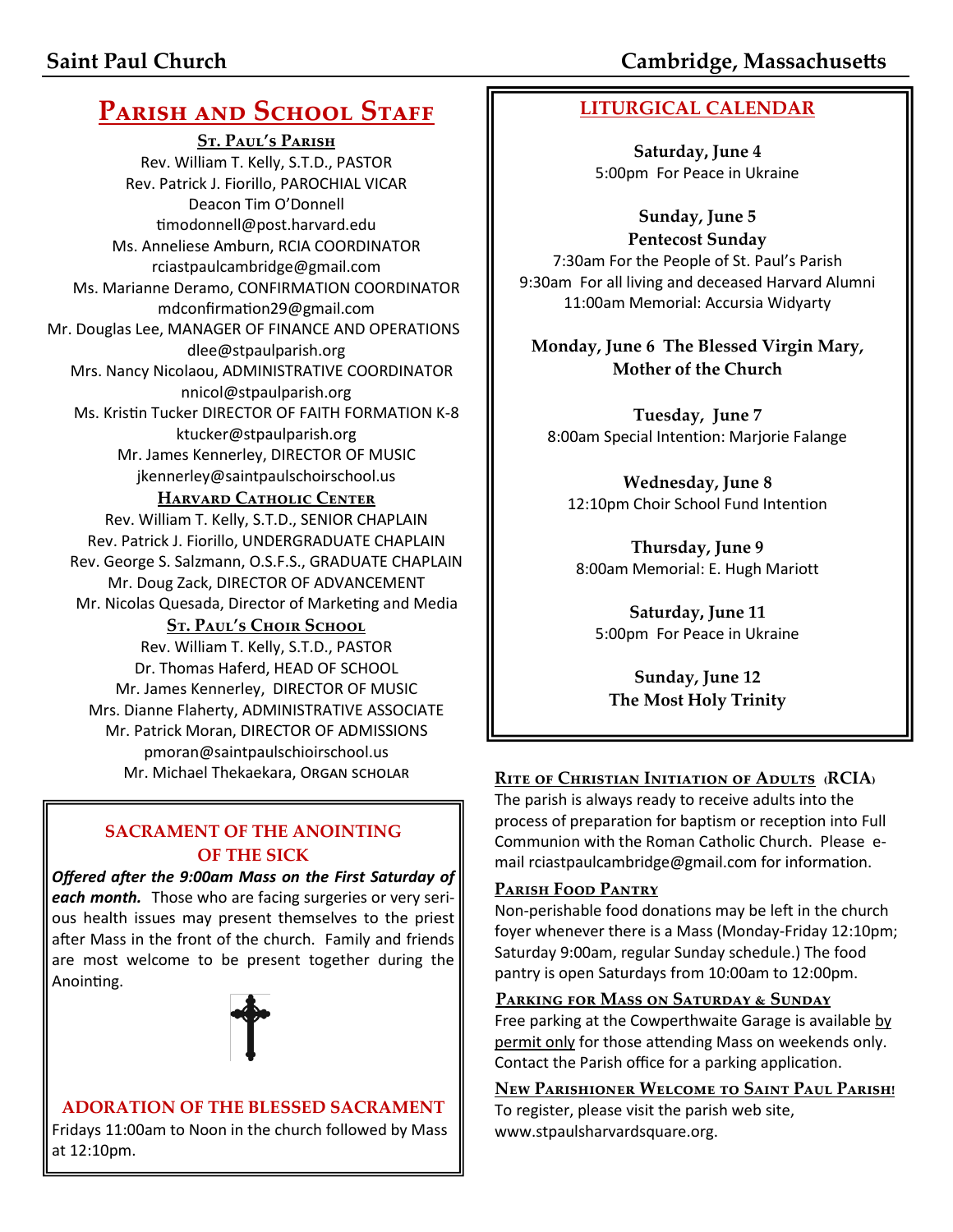## Parish and School Staff

**St. Paul's Parish**

Rev. William T. Kelly, S.T.D., PASTOR
Rev. Patrick J. Fiorillo, PAROCHIAL VICAR
Deacon Tim O'Donnell
timodonnell@post.harvard.edu
Ms. Anneliese Amburn, RCIA COORDINATOR
rciastpaulcambridge@gmail.com
Ms. Marianne Deramo, CONFIRMATION COORDINATOR
mdconfirmation29@gmail.com
Mr. Douglas Lee, MANAGER OF FINANCE AND OPERATIONS
dlee@stpaulparish.org
Mrs. Nancy Nicolaou, ADMINISTRATIVE COORDINATOR
nnicol@stpaulparish.org
Ms. Kristin Tucker DIRECTOR OF FAITH FORMATION K-8
ktucker@stpaulparish.org
Mr. James Kennerley, DIRECTOR OF MUSIC
jkennerley@saintpaulschoirschool.us

**Harvard Catholic Center**

Rev. William T. Kelly, S.T.D., SENIOR CHAPLAIN
Rev. Patrick J. Fiorillo, UNDERGRADUATE CHAPLAIN
Rev. George S. Salzmann, O.S.F.S., GRADUATE CHAPLAIN
Mr. Doug Zack, DIRECTOR OF ADVANCEMENT
Mr. Nicolas Quesada, Director of Marketing and Media

**St. Paul's Choir School**

Rev. William T. Kelly, S.T.D., PASTOR
Dr. Thomas Haferd, HEAD OF SCHOOL
Mr. James Kennerley, DIRECTOR OF MUSIC
Mrs. Dianne Flaherty, ADMINISTRATIVE ASSOCIATE
Mr. Patrick Moran, DIRECTOR OF ADMISSIONS
pmoran@saintpaulschioirschool.us
Mr. Michael Thekaekara, ORGAN SCHOLAR

### SACRAMENT OF THE ANOINTING OF THE SICK

***Offered after the 9:00am Mass on the First Saturday of each month.*** Those who are facing surgeries or very serious health issues may present themselves to the priest after Mass in the front of the church. Family and friends are most welcome to be present together during the Anointing.

### ADORATION OF THE BLESSED SACRAMENT

Fridays 11:00am to Noon in the church followed by Mass at 12:10pm.

## LITURGICAL CALENDAR

**Saturday, June 4**
5:00pm For Peace in Ukraine

**Sunday, June 5**
**Pentecost Sunday**
7:30am For the People of St. Paul's Parish
9:30am For all living and deceased Harvard Alumni
11:00am Memorial: Accursia Widyarty

**Monday, June 6 The Blessed Virgin Mary, Mother of the Church**

**Tuesday, June 7**
8:00am Special Intention: Marjorie Falange

**Wednesday, June 8**
12:10pm Choir School Fund Intention

**Thursday, June 9**
8:00am Memorial: E. Hugh Mariott

**Saturday, June 11**
5:00pm For Peace in Ukraine

**Sunday, June 12**
**The Most Holy Trinity**

### Rite of Christian Initiation of Adults (RCIA)

The parish is always ready to receive adults into the process of preparation for baptism or reception into Full Communion with the Roman Catholic Church. Please e-mail rciastpaulcambridge@gmail.com for information.

### Parish Food Pantry

Non-perishable food donations may be left in the church foyer whenever there is a Mass (Monday-Friday 12:10pm; Saturday 9:00am, regular Sunday schedule.) The food pantry is open Saturdays from 10:00am to 12:00pm.

### Parking for Mass on Saturday & Sunday

Free parking at the Cowperthwaite Garage is available by permit only for those attending Mass on weekends only. Contact the Parish office for a parking application.

### New Parishioner Welcome to Saint Paul Parish!

To register, please visit the parish web site, www.stpaulsharvardsquare.org.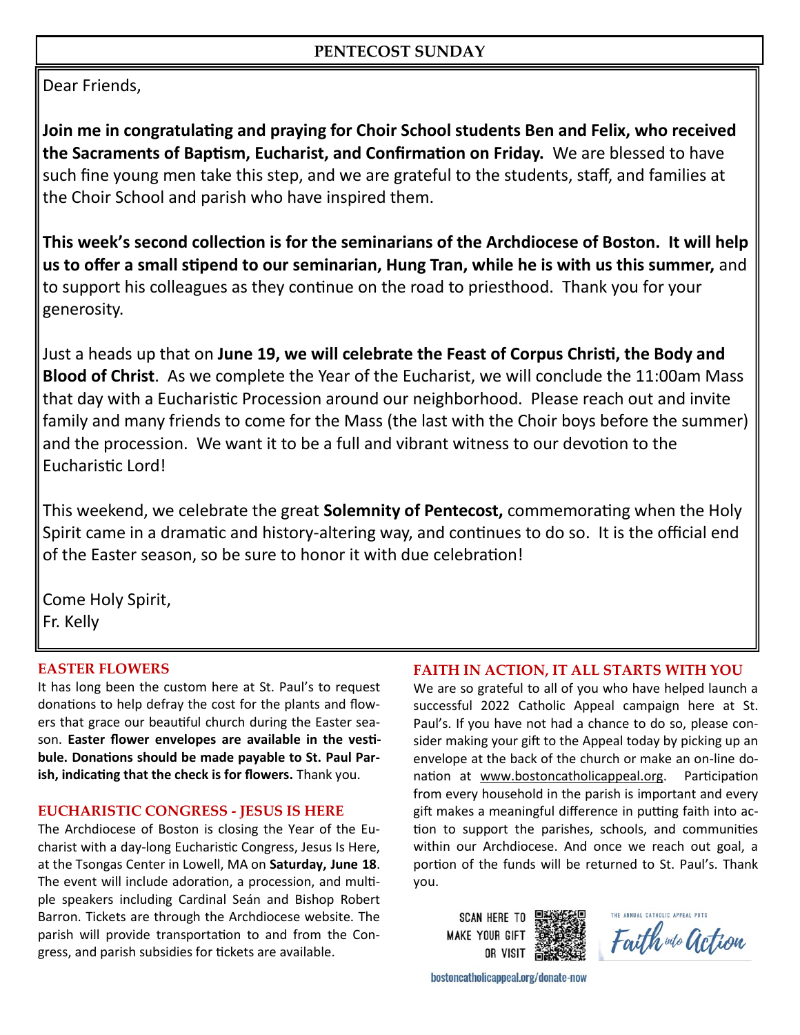## PENTECOST SUNDAY

Dear Friends,

**Join me in congratulating and praying for Choir School students Ben and Felix, who received the Sacraments of Baptism, Eucharist, and Confirmation on Friday.** We are blessed to have such fine young men take this step, and we are grateful to the students, staff, and families at the Choir School and parish who have inspired them.

**This week's second collection is for the seminarians of the Archdiocese of Boston. It will help us to offer a small stipend to our seminarian, Hung Tran, while he is with us this summer,** and to support his colleagues as they continue on the road to priesthood. Thank you for your generosity.

Just a heads up that on **June 19, we will celebrate the Feast of Corpus Christi, the Body and Blood of Christ**. As we complete the Year of the Eucharist, we will conclude the 11:00am Mass that day with a Eucharistic Procession around our neighborhood. Please reach out and invite family and many friends to come for the Mass (the last with the Choir boys before the summer) and the procession. We want it to be a full and vibrant witness to our devotion to the Eucharistic Lord!

This weekend, we celebrate the great **Solemnity of Pentecost,** commemorating when the Holy Spirit came in a dramatic and history-altering way, and continues to do so. It is the official end of the Easter season, so be sure to honor it with due celebration!

Come Holy Spirit,
Fr. Kelly

### EASTER FLOWERS

It has long been the custom here at St. Paul's to request donations to help defray the cost for the plants and flowers that grace our beautiful church during the Easter season. **Easter flower envelopes are available in the vestibule. Donations should be made payable to St. Paul Parish, indicating that the check is for flowers.** Thank you.

### EUCHARISTIC CONGRESS - JESUS IS HERE

The Archdiocese of Boston is closing the Year of the Eucharist with a day-long Eucharistic Congress, Jesus Is Here, at the Tsongas Center in Lowell, MA on **Saturday, June 18**. The event will include adoration, a procession, and multiple speakers including Cardinal Seán and Bishop Robert Barron. Tickets are through the Archdiocese website. The parish will provide transportation to and from the Congress, and parish subsidies for tickets are available.

### FAITH IN ACTION, IT ALL STARTS WITH YOU

We are so grateful to all of you who have helped launch a successful 2022 Catholic Appeal campaign here at St. Paul's. If you have not had a chance to do so, please consider making your gift to the Appeal today by picking up an envelope at the back of the church or make an on-line donation at www.bostoncatholicappeal.org. Participation from every household in the parish is important and every gift makes a meaningful difference in putting faith into action to support the parishes, schools, and communities within our Archdiocese. And once we reach out goal, a portion of the funds will be returned to St. Paul's. Thank you.

SCAN HERE TO MAKE YOUR GIFT OR VISIT

bostoncatholicappeal.org/donate-now

THE ANNUAL CATHOLIC APPEAL PUTS Faith into Action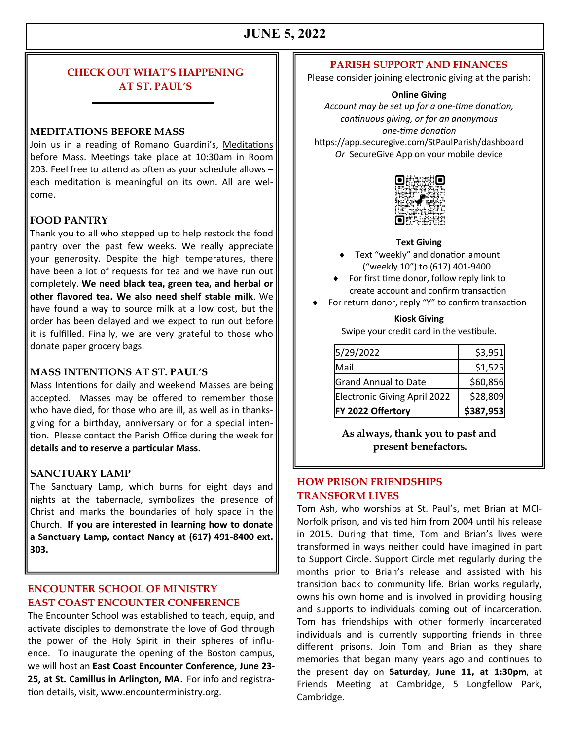# JUNE 5, 2022

## CHECK OUT WHAT'S HAPPENING AT ST. PAUL'S

### MEDITATIONS BEFORE MASS

Join us in a reading of Romano Guardini's, Meditations before Mass. Meetings take place at 10:30am in Room 203. Feel free to attend as often as your schedule allows – each meditation is meaningful on its own. All are welcome.

### FOOD PANTRY

Thank you to all who stepped up to help restock the food pantry over the past few weeks. We really appreciate your generosity. Despite the high temperatures, there have been a lot of requests for tea and we have run out completely. **We need black tea, green tea, and herbal or other flavored tea. We also need shelf stable milk**. We have found a way to source milk at a low cost, but the order has been delayed and we expect to run out before it is fulfilled. Finally, we are very grateful to those who donate paper grocery bags.

### MASS INTENTIONS AT ST. PAUL'S

Mass Intentions for daily and weekend Masses are being accepted. Masses may be offered to remember those who have died, for those who are ill, as well as in thanksgiving for a birthday, anniversary or for a special intention. Please contact the Parish Office during the week for **details and to reserve a particular Mass.**

### SANCTUARY LAMP

The Sanctuary Lamp, which burns for eight days and nights at the tabernacle, symbolizes the presence of Christ and marks the boundaries of holy space in the Church. **If you are interested in learning how to donate a Sanctuary Lamp, contact Nancy at (617) 491-8400 ext. 303.**

## ENCOUNTER SCHOOL OF MINISTRY EAST COAST ENCOUNTER CONFERENCE

The Encounter School was established to teach, equip, and activate disciples to demonstrate the love of God through the power of the Holy Spirit in their spheres of influence. To inaugurate the opening of the Boston campus, we will host an **East Coast Encounter Conference, June 23-25, at St. Camillus in Arlington, MA**. For info and registration details, visit, www.encounterministry.org.

## PARISH SUPPORT AND FINANCES

Please consider joining electronic giving at the parish:

**Online Giving**

*Account may be set up for a one-time donation, continuous giving, or for an anonymous one-time donation*

https://app.securegive.com/StPaulParish/dashboard

*Or* SecureGive App on your mobile device

**Text Giving**

- Text "weekly" and donation amount ("weekly 10") to (617) 401-9400
- For first time donor, follow reply link to create account and confirm transaction
- For return donor, reply "Y" to confirm transaction

**Kiosk Giving**

Swipe your credit card in the vestibule.

| | |
|---|---|
| 5/29/2022 | $3,951 |
| Mail | $1,525 |
| Grand Annual to Date | $60,856 |
| Electronic Giving April 2022 | $28,809 |
| **FY 2022 Offertory** | **$387,953** |

**As always, thank you to past and present benefactors.**

## HOW PRISON FRIENDSHIPS TRANSFORM LIVES

Tom Ash, who worships at St. Paul's, met Brian at MCI-Norfolk prison, and visited him from 2004 until his release in 2015. During that time, Tom and Brian's lives were transformed in ways neither could have imagined in part to Support Circle. Support Circle met regularly during the months prior to Brian's release and assisted with his transition back to community life. Brian works regularly, owns his own home and is involved in providing housing and supports to individuals coming out of incarceration. Tom has friendships with other formerly incarcerated individuals and is currently supporting friends in three different prisons. Join Tom and Brian as they share memories that began many years ago and continues to the present day on **Saturday, June 11, at 1:30pm**, at Friends Meeting at Cambridge, 5 Longfellow Park, Cambridge.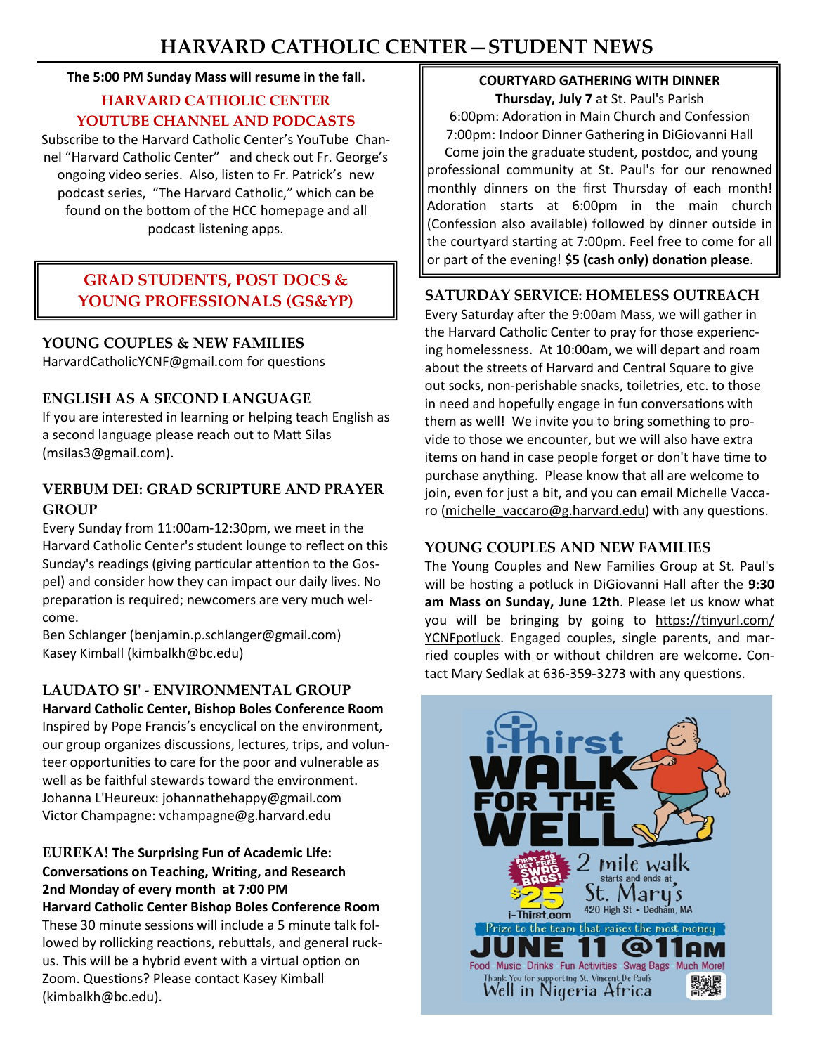# HARVARD CATHOLIC CENTER—STUDENT NEWS

**The 5:00 PM Sunday Mass will resume in the fall.**

## HARVARD CATHOLIC CENTER YOUTUBE CHANNEL AND PODCASTS

Subscribe to the Harvard Catholic Center's YouTube Channel "Harvard Catholic Center" and check out Fr. George's ongoing video series. Also, listen to Fr. Patrick's new podcast series, "The Harvard Catholic," which can be found on the bottom of the HCC homepage and all podcast listening apps.

## GRAD STUDENTS, POST DOCS & YOUNG PROFESSIONALS (GS&YP)

### YOUNG COUPLES & NEW FAMILIES

HarvardCatholicYCNF@gmail.com for questions

### ENGLISH AS A SECOND LANGUAGE

If you are interested in learning or helping teach English as a second language please reach out to Matt Silas (msilas3@gmail.com).

### VERBUM DEI: GRAD SCRIPTURE AND PRAYER GROUP

Every Sunday from 11:00am-12:30pm, we meet in the Harvard Catholic Center's student lounge to reflect on this Sunday's readings (giving particular attention to the Gospel) and consider how they can impact our daily lives. No preparation is required; newcomers are very much welcome.

Ben Schlanger (benjamin.p.schlanger@gmail.com)
Kasey Kimball (kimbalkh@bc.edu)

### LAUDATO SI' - ENVIRONMENTAL GROUP

**Harvard Catholic Center, Bishop Boles Conference Room**

Inspired by Pope Francis's encyclical on the environment, our group organizes discussions, lectures, trips, and volunteer opportunities to care for the poor and vulnerable as well as be faithful stewards toward the environment.

Johanna L'Heureux: johannathehappy@gmail.com
Victor Champagne: vchampagne@g.harvard.edu

### EUREKA! The Surprising Fun of Academic Life: Conversations on Teaching, Writing, and Research

**2nd Monday of every month at 7:00 PM**
**Harvard Catholic Center Bishop Boles Conference Room**

These 30 minute sessions will include a 5 minute talk followed by rollicking reactions, rebuttals, and general ruckus. This will be a hybrid event with a virtual option on Zoom. Questions? Please contact Kasey Kimball (kimbalkh@bc.edu).

### COURTYARD GATHERING WITH DINNER

**Thursday, July 7** at St. Paul's Parish
6:00pm: Adoration in Main Church and Confession
7:00pm: Indoor Dinner Gathering in DiGiovanni Hall

Come join the graduate student, postdoc, and young professional community at St. Paul's for our renowned monthly dinners on the first Thursday of each month! Adoration starts at 6:00pm in the main church (Confession also available) followed by dinner outside in the courtyard starting at 7:00pm. Feel free to come for all or part of the evening! **$5 (cash only) donation please**.

### SATURDAY SERVICE: HOMELESS OUTREACH

Every Saturday after the 9:00am Mass, we will gather in the Harvard Catholic Center to pray for those experiencing homelessness. At 10:00am, we will depart and roam about the streets of Harvard and Central Square to give out socks, non-perishable snacks, toiletries, etc. to those in need and hopefully engage in fun conversations with them as well! We invite you to bring something to provide to those we encounter, but we will also have extra items on hand in case people forget or don't have time to purchase anything. Please know that all are welcome to join, even for just a bit, and you can email Michelle Vaccaro (michelle_vaccaro@g.harvard.edu) with any questions.

### YOUNG COUPLES AND NEW FAMILIES

The Young Couples and New Families Group at St. Paul's will be hosting a potluck in DiGiovanni Hall after the **9:30 am Mass on Sunday, June 12th**. Please let us know what you will be bringing by going to https://tinyurl.com/YCNFpotluck. Engaged couples, single parents, and married couples with or without children are welcome. Contact Mary Sedlak at 636-359-3273 with any questions.

i-Thirst WALK FOR THE WELL

FIRST 200 GET FREE SWAG BAGS!

2 mile walk starts and ends at St. Mary's 420 High St • Dedham, MA

$25 i-Thirst.com

Prize to the team that raises the most money

JUNE 11 @11AM

Food Music Drinks Fun Activities Swag Bags Much More!

Thank You for supporting St. Vincent De Paul's Well in Nigeria Africa